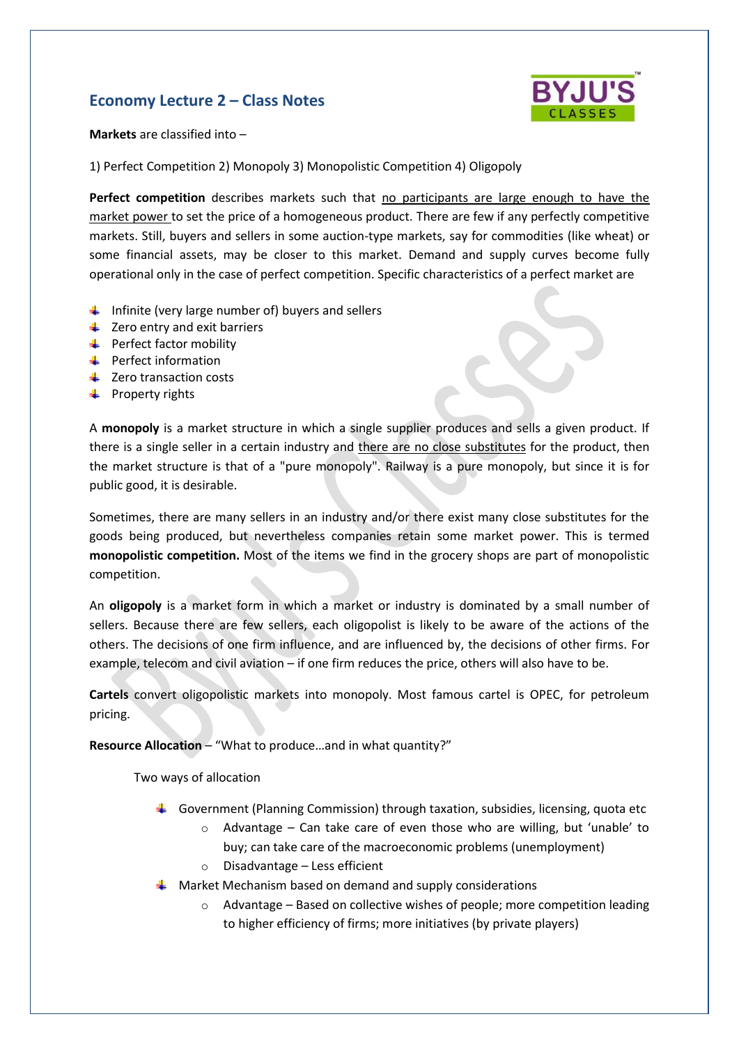## Economy Lecture 2 – Class Notes

**Markets** are classified into –

1) Perfect Competition 2) Monopoly 3) Monopolistic Competition 4) Oligopoly

**Perfect competition** describes markets such that no participants are large enough to have the market power to set the price of a homogeneous product. There are few if any perfectly competitive markets. Still, buyers and sellers in some auction-type markets, say for commodities (like wheat) or some financial assets, may be closer to this market. Demand and supply curves become fully operational only in the case of perfect competition. Specific characteristics of a perfect market are

- Infinite (very large number of) buyers and sellers
- Zero entry and exit barriers
- Perfect factor mobility
- Perfect information
- Zero transaction costs
- Property rights

A **monopoly** is a market structure in which a single supplier produces and sells a given product. If there is a single seller in a certain industry and there are no close substitutes for the product, then the market structure is that of a "pure monopoly". Railway is a pure monopoly, but since it is for public good, it is desirable.

Sometimes, there are many sellers in an industry and/or there exist many close substitutes for the goods being produced, but nevertheless companies retain some market power. This is termed **monopolistic competition.** Most of the items we find in the grocery shops are part of monopolistic competition.

An **oligopoly** is a market form in which a market or industry is dominated by a small number of sellers. Because there are few sellers, each oligopolist is likely to be aware of the actions of the others. The decisions of one firm influence, and are influenced by, the decisions of other firms. For example, telecom and civil aviation – if one firm reduces the price, others will also have to be.

**Cartels** convert oligopolistic markets into monopoly. Most famous cartel is OPEC, for petroleum pricing.

**Resource Allocation** – "What to produce…and in what quantity?"

Two ways of allocation

- Government (Planning Commission) through taxation, subsidies, licensing, quota etc
  - Advantage – Can take care of even those who are willing, but 'unable' to buy; can take care of the macroeconomic problems (unemployment)
  - Disadvantage – Less efficient
- Market Mechanism based on demand and supply considerations
  - Advantage – Based on collective wishes of people; more competition leading to higher efficiency of firms; more initiatives (by private players)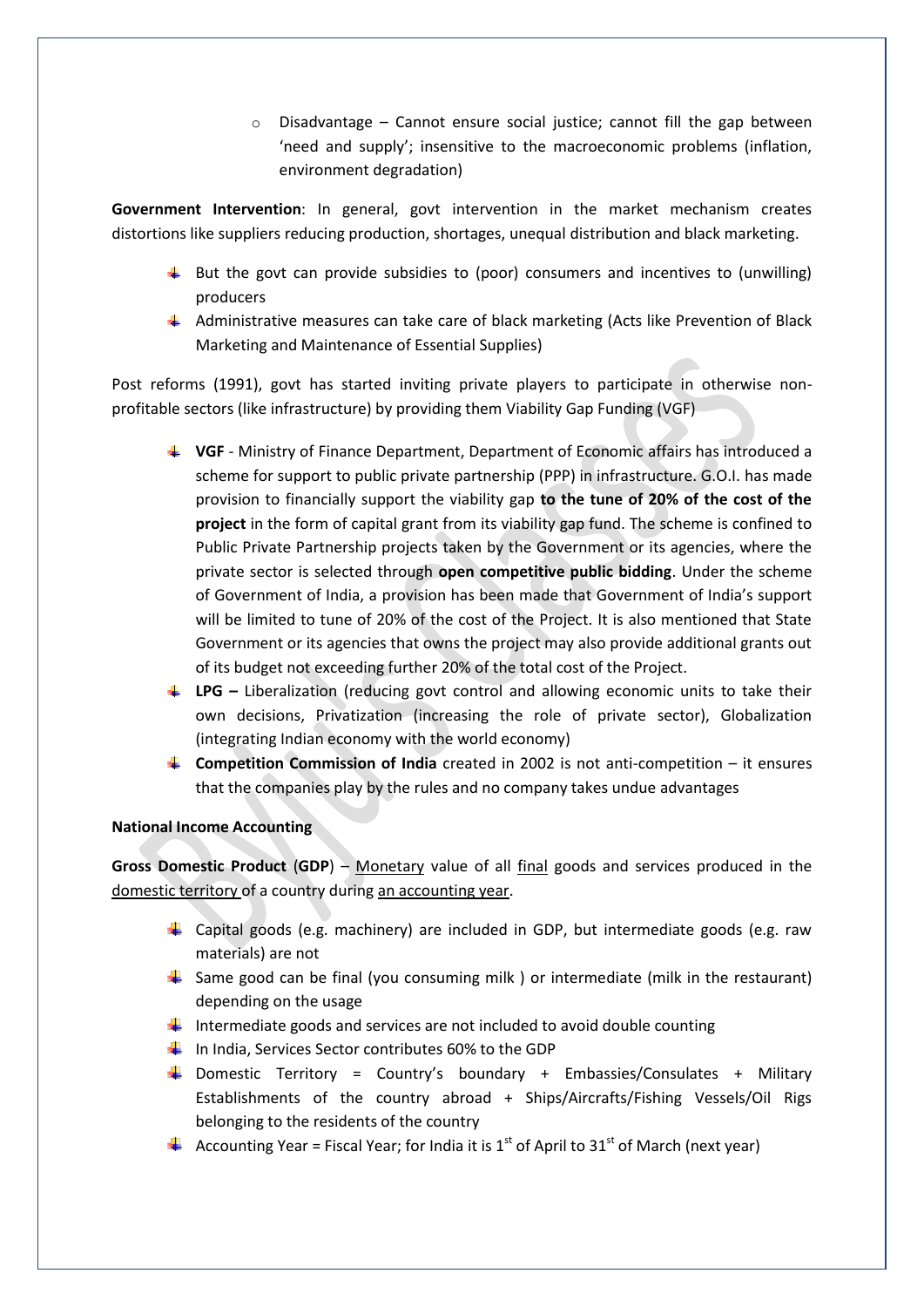- Disadvantage – Cannot ensure social justice; cannot fill the gap between 'need and supply'; insensitive to the macroeconomic problems (inflation, environment degradation)

**Government Intervention**: In general, govt intervention in the market mechanism creates distortions like suppliers reducing production, shortages, unequal distribution and black marketing.

- But the govt can provide subsidies to (poor) consumers and incentives to (unwilling) producers
- Administrative measures can take care of black marketing (Acts like Prevention of Black Marketing and Maintenance of Essential Supplies)

Post reforms (1991), govt has started inviting private players to participate in otherwise non-profitable sectors (like infrastructure) by providing them Viability Gap Funding (VGF)

- **VGF** - Ministry of Finance Department, Department of Economic affairs has introduced a scheme for support to public private partnership (PPP) in infrastructure. G.O.I. has made provision to financially support the viability gap **to the tune of 20% of the cost of the project** in the form of capital grant from its viability gap fund. The scheme is confined to Public Private Partnership projects taken by the Government or its agencies, where the private sector is selected through **open competitive public bidding**. Under the scheme of Government of India, a provision has been made that Government of India's support will be limited to tune of 20% of the cost of the Project. It is also mentioned that State Government or its agencies that owns the project may also provide additional grants out of its budget not exceeding further 20% of the total cost of the Project.
- **LPG –** Liberalization (reducing govt control and allowing economic units to take their own decisions, Privatization (increasing the role of private sector), Globalization (integrating Indian economy with the world economy)
- **Competition Commission of India** created in 2002 is not anti-competition – it ensures that the companies play by the rules and no company takes undue advantages

**National Income Accounting**

**Gross Domestic Product** (**GDP**) – <u>Monetary</u> value of all <u>final</u> goods and services produced in the <u>domestic territory</u> of a country during <u>an accounting year</u>.

- Capital goods (e.g. machinery) are included in GDP, but intermediate goods (e.g. raw materials) are not
- Same good can be final (you consuming milk ) or intermediate (milk in the restaurant) depending on the usage
- Intermediate goods and services are not included to avoid double counting
- In India, Services Sector contributes 60% to the GDP
- Domestic Territory = Country's boundary + Embassies/Consulates + Military Establishments of the country abroad + Ships/Aircrafts/Fishing Vessels/Oil Rigs belonging to the residents of the country
- Accounting Year = Fiscal Year; for India it is 1st of April to 31st of March (next year)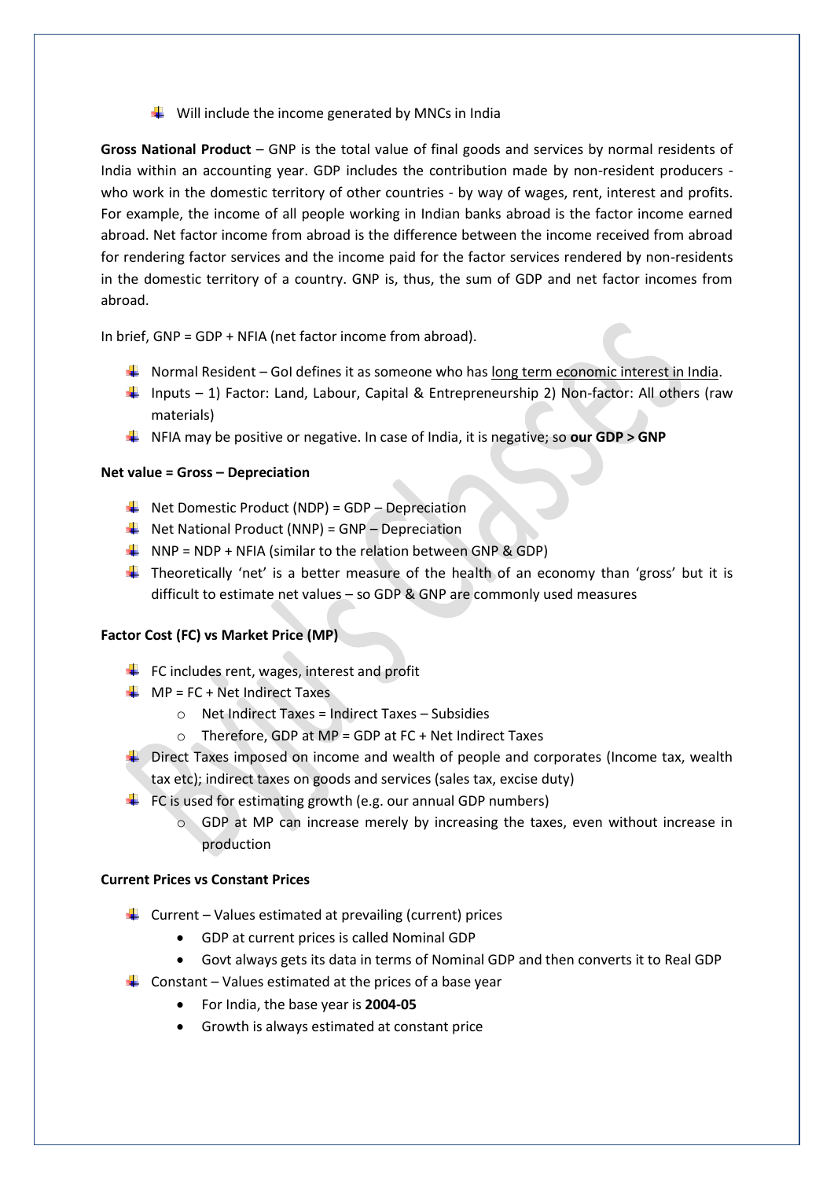- Will include the income generated by MNCs in India

**Gross National Product** – GNP is the total value of final goods and services by normal residents of India within an accounting year. GDP includes the contribution made by non-resident producers - who work in the domestic territory of other countries - by way of wages, rent, interest and profits. For example, the income of all people working in Indian banks abroad is the factor income earned abroad. Net factor income from abroad is the difference between the income received from abroad for rendering factor services and the income paid for the factor services rendered by non-residents in the domestic territory of a country. GNP is, thus, the sum of GDP and net factor incomes from abroad.

In brief, GNP = GDP + NFIA (net factor income from abroad).

- Normal Resident – GoI defines it as someone who has <u>long term economic interest in India</u>.
- Inputs – 1) Factor: Land, Labour, Capital & Entrepreneurship 2) Non-factor: All others (raw materials)
- NFIA may be positive or negative. In case of India, it is negative; so **our GDP > GNP**

**Net value = Gross – Depreciation**

- Net Domestic Product (NDP) = GDP – Depreciation
- Net National Product (NNP) = GNP – Depreciation
- NNP = NDP + NFIA (similar to the relation between GNP & GDP)
- Theoretically 'net' is a better measure of the health of an economy than 'gross' but it is difficult to estimate net values – so GDP & GNP are commonly used measures

**Factor Cost (FC) vs Market Price (MP)**

- FC includes rent, wages, interest and profit
- MP = FC + Net Indirect Taxes
  - Net Indirect Taxes = Indirect Taxes – Subsidies
  - Therefore, GDP at MP = GDP at FC + Net Indirect Taxes
- Direct Taxes imposed on income and wealth of people and corporates (Income tax, wealth tax etc); indirect taxes on goods and services (sales tax, excise duty)
- FC is used for estimating growth (e.g. our annual GDP numbers)
  - GDP at MP can increase merely by increasing the taxes, even without increase in production

**Current Prices vs Constant Prices**

- Current – Values estimated at prevailing (current) prices
  - GDP at current prices is called Nominal GDP
  - Govt always gets its data in terms of Nominal GDP and then converts it to Real GDP
- Constant – Values estimated at the prices of a base year
  - For India, the base year is **2004-05**
  - Growth is always estimated at constant price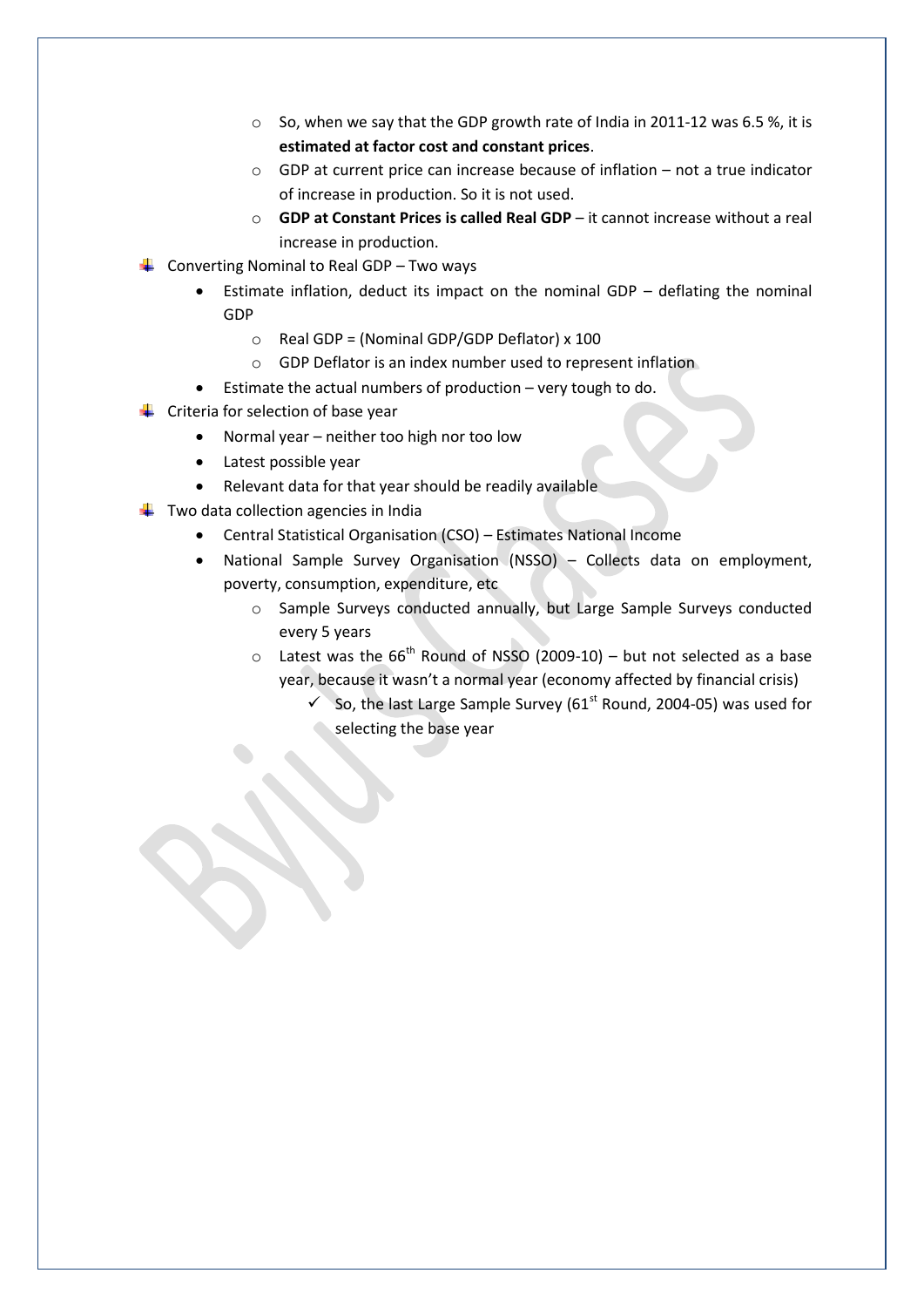- So, when we say that the GDP growth rate of India in 2011-12 was 6.5 %, it is **estimated at factor cost and constant prices**.
- GDP at current price can increase because of inflation – not a true indicator of increase in production. So it is not used.
- **GDP at Constant Prices is called Real GDP** – it cannot increase without a real increase in production.

- Converting Nominal to Real GDP – Two ways
  - Estimate inflation, deduct its impact on the nominal GDP – deflating the nominal GDP
    - Real GDP = (Nominal GDP/GDP Deflator) x 100
    - GDP Deflator is an index number used to represent inflation
  - Estimate the actual numbers of production – very tough to do.
- Criteria for selection of base year
  - Normal year – neither too high nor too low
  - Latest possible year
  - Relevant data for that year should be readily available
- Two data collection agencies in India
  - Central Statistical Organisation (CSO) – Estimates National Income
  - National Sample Survey Organisation (NSSO) – Collects data on employment, poverty, consumption, expenditure, etc
    - Sample Surveys conducted annually, but Large Sample Surveys conducted every 5 years
    - Latest was the 66th Round of NSSO (2009-10) – but not selected as a base year, because it wasn't a normal year (economy affected by financial crisis)
      - ✓ So, the last Large Sample Survey (61st Round, 2004-05) was used for selecting the base year